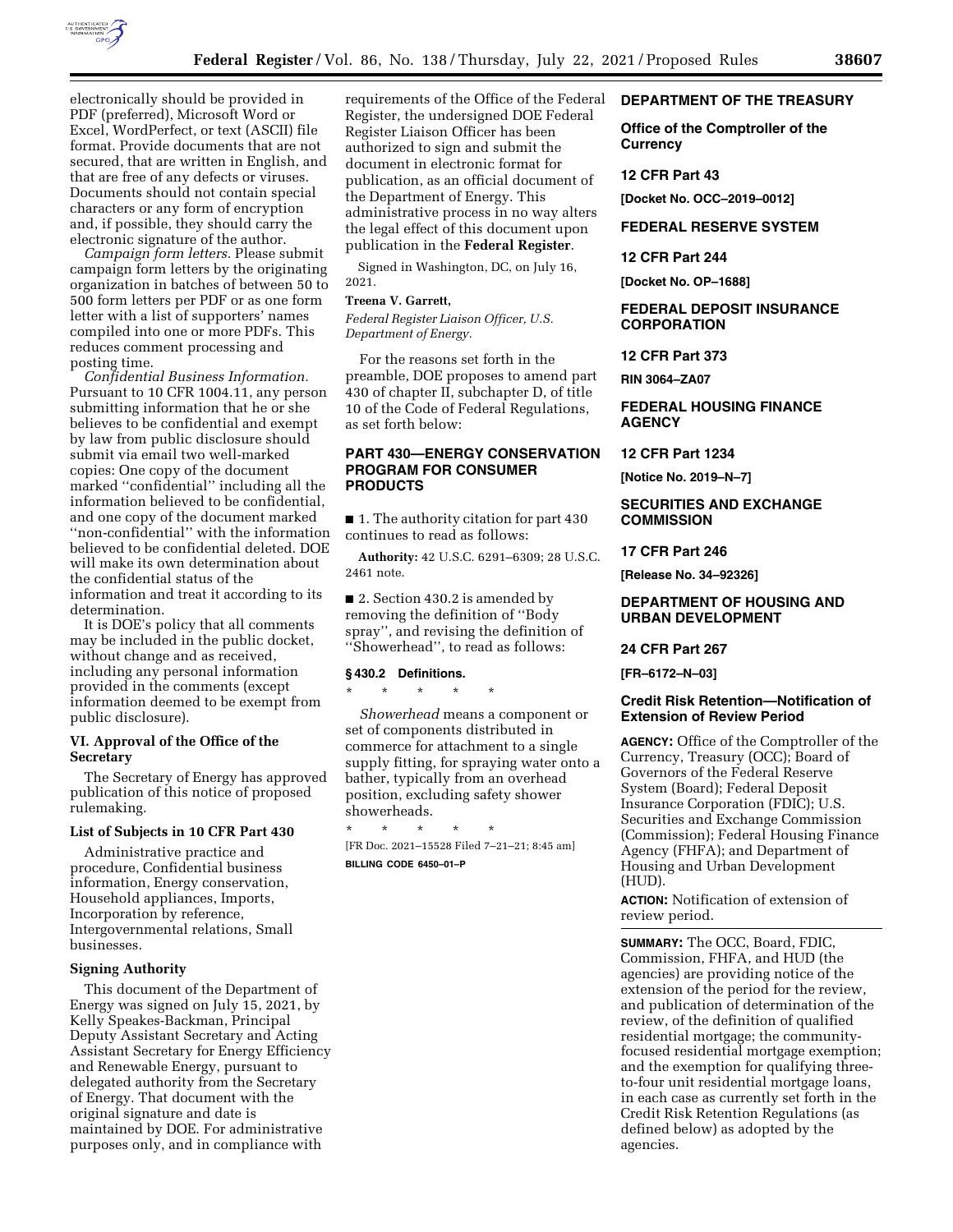electronically should be provided in PDF (preferred), Microsoft Word or Excel, WordPerfect, or text (ASCII) file format. Provide documents that are not secured, that are written in English, and that are free of any defects or viruses. Documents should not contain special characters or any form of encryption and, if possible, they should carry the electronic signature of the author.

*Campaign form letters.* Please submit campaign form letters by the originating organization in batches of between 50 to 500 form letters per PDF or as one form letter with a list of supporters' names compiled into one or more PDFs. This reduces comment processing and posting time.

*Confidential Business Information.* Pursuant to 10 CFR 1004.11, any person submitting information that he or she believes to be confidential and exempt by law from public disclosure should submit via email two well-marked copies: One copy of the document marked ''confidential'' including all the information believed to be confidential, and one copy of the document marked ''non-confidential'' with the information believed to be confidential deleted. DOE will make its own determination about the confidential status of the information and treat it according to its determination.

It is DOE's policy that all comments may be included in the public docket, without change and as received, including any personal information provided in the comments (except information deemed to be exempt from public disclosure).

### VI. Approval of the Office of the Secretary

The Secretary of Energy has approved publication of this notice of proposed rulemaking.

### List of Subjects in 10 CFR Part 430

Administrative practice and procedure, Confidential business information, Energy conservation, Household appliances, Imports, Incorporation by reference, Intergovernmental relations, Small businesses.

### Signing Authority

This document of the Department of Energy was signed on July 15, 2021, by Kelly Speakes-Backman, Principal Deputy Assistant Secretary and Acting Assistant Secretary for Energy Efficiency and Renewable Energy, pursuant to delegated authority from the Secretary of Energy. That document with the original signature and date is maintained by DOE. For administrative purposes only, and in compliance with requirements of the Office of the Federal Register, the undersigned DOE Federal Register Liaison Officer has been authorized to sign and submit the document in electronic format for publication, as an official document of the Department of Energy. This administrative process in no way alters the legal effect of this document upon publication in the **Federal Register**.

Signed in Washington, DC, on July 16, 2021.

**Treena V. Garrett,**

*Federal Register Liaison Officer, U.S. Department of Energy.*

For the reasons set forth in the preamble, DOE proposes to amend part 430 of chapter II, subchapter D, of title 10 of the Code of Federal Regulations, as set forth below:

## PART 430—ENERGY CONSERVATION PROGRAM FOR CONSUMER PRODUCTS

■ 1. The authority citation for part 430 continues to read as follows:

**Authority:** 42 U.S.C. 6291–6309; 28 U.S.C. 2461 note.

■ 2. Section 430.2 is amended by removing the definition of ''Body spray'', and revising the definition of ''Showerhead'', to read as follows:

### § 430.2 Definitions.

\* \* \* \* \*

*Showerhead* means a component or set of components distributed in commerce for attachment to a single supply fitting, for spraying water onto a bather, typically from an overhead position, excluding safety shower showerheads.

\* \* \* \* \*

[FR Doc. 2021–15528 Filed 7–21–21; 8:45 am]

**BILLING CODE 6450–01–P**

## DEPARTMENT OF THE TREASURY

### Office of the Comptroller of the Currency

### 12 CFR Part 43

**[Docket No. OCC–2019–0012]**

## FEDERAL RESERVE SYSTEM

### 12 CFR Part 244

**[Docket No. OP–1688]**

## FEDERAL DEPOSIT INSURANCE CORPORATION

### 12 CFR Part 373

**RIN 3064–ZA07**

## FEDERAL HOUSING FINANCE AGENCY

### 12 CFR Part 1234

**[Notice No. 2019–N–7]**

## SECURITIES AND EXCHANGE COMMISSION

### 17 CFR Part 246

**[Release No. 34–92326]**

## DEPARTMENT OF HOUSING AND URBAN DEVELOPMENT

### 24 CFR Part 267

**[FR–6172–N–03]**

## Credit Risk Retention—Notification of Extension of Review Period

**AGENCY:** Office of the Comptroller of the Currency, Treasury (OCC); Board of Governors of the Federal Reserve System (Board); Federal Deposit Insurance Corporation (FDIC); U.S. Securities and Exchange Commission (Commission); Federal Housing Finance Agency (FHFA); and Department of Housing and Urban Development (HUD).

**ACTION:** Notification of extension of review period.

**SUMMARY:** The OCC, Board, FDIC, Commission, FHFA, and HUD (the agencies) are providing notice of the extension of the period for the review, and publication of determination of the review, of the definition of qualified residential mortgage; the community-focused residential mortgage exemption; and the exemption for qualifying three-to-four unit residential mortgage loans, in each case as currently set forth in the Credit Risk Retention Regulations (as defined below) as adopted by the agencies.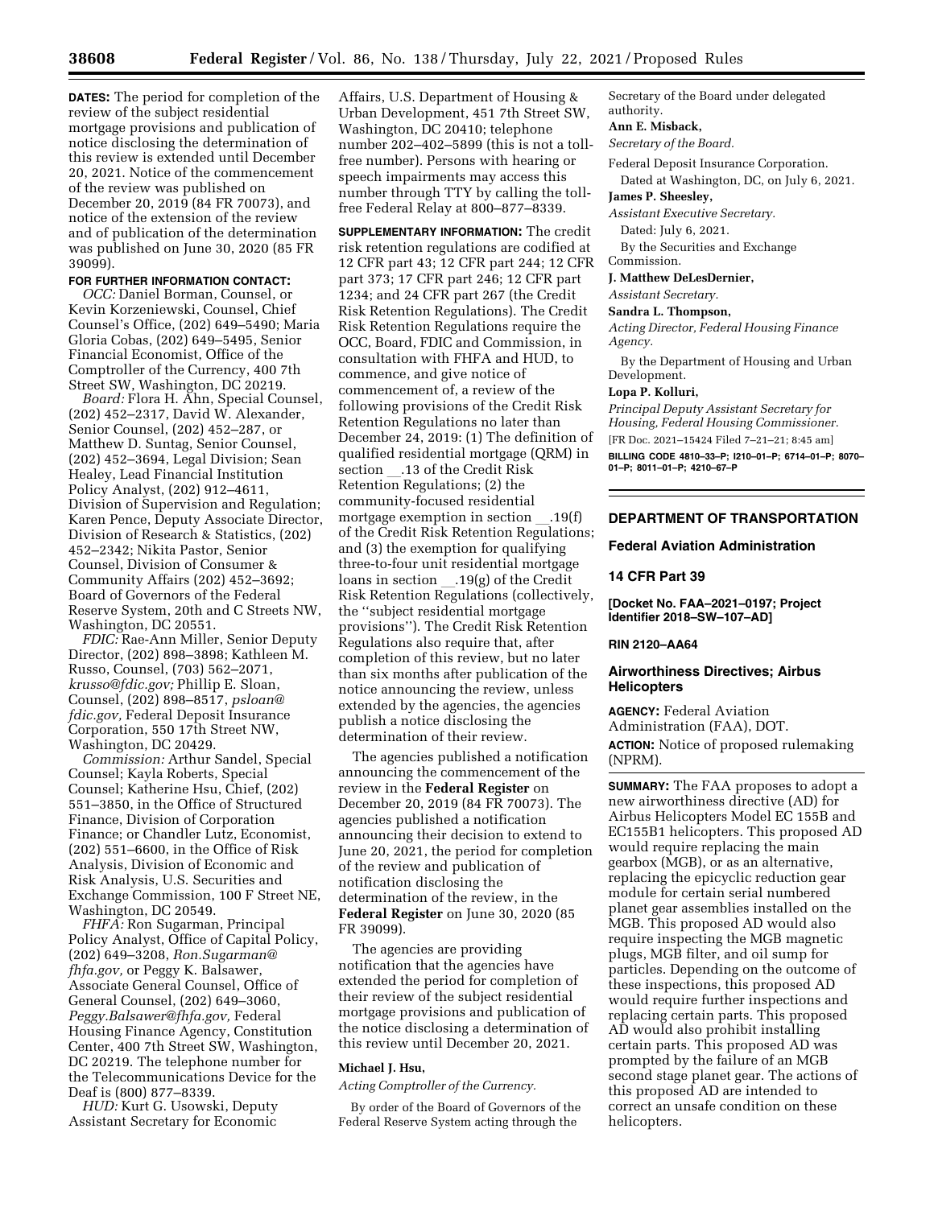**DATES:** The period for completion of the review of the subject residential mortgage provisions and publication of notice disclosing the determination of this review is extended until December 20, 2021. Notice of the commencement of the review was published on December 20, 2019 (84 FR 70073), and notice of the extension of the review and of publication of the determination was published on June 30, 2020 (85 FR 39099).

**FOR FURTHER INFORMATION CONTACT:**

*OCC:* Daniel Borman, Counsel, or Kevin Korzeniewski, Counsel, Chief Counsel's Office, (202) 649–5490; Maria Gloria Cobas, (202) 649–5495, Senior Financial Economist, Office of the Comptroller of the Currency, 400 7th Street SW, Washington, DC 20219.

*Board:* Flora H. Ahn, Special Counsel, (202) 452–2317, David W. Alexander, Senior Counsel, (202) 452–287, or Matthew D. Suntag, Senior Counsel, (202) 452–3694, Legal Division; Sean Healey, Lead Financial Institution Policy Analyst, (202) 912–4611, Division of Supervision and Regulation; Karen Pence, Deputy Associate Director, Division of Research & Statistics, (202) 452–2342; Nikita Pastor, Senior Counsel, Division of Consumer & Community Affairs (202) 452–3692; Board of Governors of the Federal Reserve System, 20th and C Streets NW, Washington, DC 20551.

*FDIC:* Rae-Ann Miller, Senior Deputy Director, (202) 898–3898; Kathleen M. Russo, Counsel, (703) 562–2071, *krusso@fdic.gov;* Phillip E. Sloan, Counsel, (202) 898–8517, *psloan@fdic.gov,* Federal Deposit Insurance Corporation, 550 17th Street NW, Washington, DC 20429.

*Commission:* Arthur Sandel, Special Counsel; Kayla Roberts, Special Counsel; Katherine Hsu, Chief, (202) 551–3850, in the Office of Structured Finance, Division of Corporation Finance; or Chandler Lutz, Economist, (202) 551–6600, in the Office of Risk Analysis, Division of Economic and Risk Analysis, U.S. Securities and Exchange Commission, 100 F Street NE, Washington, DC 20549.

*FHFA:* Ron Sugarman, Principal Policy Analyst, Office of Capital Policy, (202) 649–3208, *Ron.Sugarman@fhfa.gov,* or Peggy K. Balsawer, Associate General Counsel, Office of General Counsel, (202) 649–3060, *Peggy.Balsawer@fhfa.gov,* Federal Housing Finance Agency, Constitution Center, 400 7th Street SW, Washington, DC 20219. The telephone number for the Telecommunications Device for the Deaf is (800) 877–8339.

*HUD:* Kurt G. Usowski, Deputy Assistant Secretary for Economic Affairs, U.S. Department of Housing & Urban Development, 451 7th Street SW, Washington, DC 20410; telephone number 202–402–5899 (this is not a toll-free number). Persons with hearing or speech impairments may access this number through TTY by calling the toll-free Federal Relay at 800–877–8339.

**SUPPLEMENTARY INFORMATION:** The credit risk retention regulations are codified at 12 CFR part 43; 12 CFR part 244; 12 CFR part 373; 17 CFR part 246; 12 CFR part 1234; and 24 CFR part 267 (the Credit Risk Retention Regulations). The Credit Risk Retention Regulations require the OCC, Board, FDIC and Commission, in consultation with FHFA and HUD, to commence, and give notice of commencement of, a review of the following provisions of the Credit Risk Retention Regulations no later than December 24, 2019: (1) The definition of qualified residential mortgage (QRM) in section __.13 of the Credit Risk Retention Regulations; (2) the community-focused residential mortgage exemption in section __.19(f) of the Credit Risk Retention Regulations; and (3) the exemption for qualifying three-to-four unit residential mortgage loans in section __.19(g) of the Credit Risk Retention Regulations (collectively, the ''subject residential mortgage provisions''). The Credit Risk Retention Regulations also require that, after completion of this review, but no later than six months after publication of the notice announcing the review, unless extended by the agencies, the agencies publish a notice disclosing the determination of their review.

The agencies published a notification announcing the commencement of the review in the **Federal Register** on December 20, 2019 (84 FR 70073). The agencies published a notification announcing their decision to extend to June 20, 2021, the period for completion of the review and publication of notification disclosing the determination of the review, in the **Federal Register** on June 30, 2020 (85 FR 39099).

The agencies are providing notification that the agencies have extended the period for completion of their review of the subject residential mortgage provisions and publication of the notice disclosing a determination of this review until December 20, 2021.

**Michael J. Hsu,**

*Acting Comptroller of the Currency.*

By order of the Board of Governors of the Federal Reserve System acting through the Secretary of the Board under delegated authority.

**Ann E. Misback,**

*Secretary of the Board.*

Federal Deposit Insurance Corporation.

Dated at Washington, DC, on July 6, 2021.

**James P. Sheesley,**

*Assistant Executive Secretary.*

Dated: July 6, 2021.

By the Securities and Exchange Commission.

**J. Matthew DeLesDernier,**

*Assistant Secretary.*

**Sandra L. Thompson,**

*Acting Director, Federal Housing Finance Agency.*

By the Department of Housing and Urban Development.

**Lopa P. Kolluri,**

*Principal Deputy Assistant Secretary for Housing, Federal Housing Commissioner.*

[FR Doc. 2021–15424 Filed 7–21–21; 8:45 am]

**BILLING CODE 4810–33–P; I210–01–P; 6714–01–P; 8070–01–P; 8011–01–P; 4210–67–P**

---

## DEPARTMENT OF TRANSPORTATION

### Federal Aviation Administration

### 14 CFR Part 39

**[Docket No. FAA–2021–0197; Project Identifier 2018–SW–107–AD]**

**RIN 2120–AA64**

### Airworthiness Directives; Airbus Helicopters

**AGENCY:** Federal Aviation Administration (FAA), DOT.

**ACTION:** Notice of proposed rulemaking (NPRM).

**SUMMARY:** The FAA proposes to adopt a new airworthiness directive (AD) for Airbus Helicopters Model EC 155B and EC155B1 helicopters. This proposed AD would require replacing the main gearbox (MGB), or as an alternative, replacing the epicyclic reduction gear module for certain serial numbered planet gear assemblies installed on the MGB. This proposed AD would also require inspecting the MGB magnetic plugs, MGB filter, and oil sump for particles. Depending on the outcome of these inspections, this proposed AD would require further inspections and replacing certain parts. This proposed AD would also prohibit installing certain parts. This proposed AD was prompted by the failure of an MGB second stage planet gear. The actions of this proposed AD are intended to correct an unsafe condition on these helicopters.